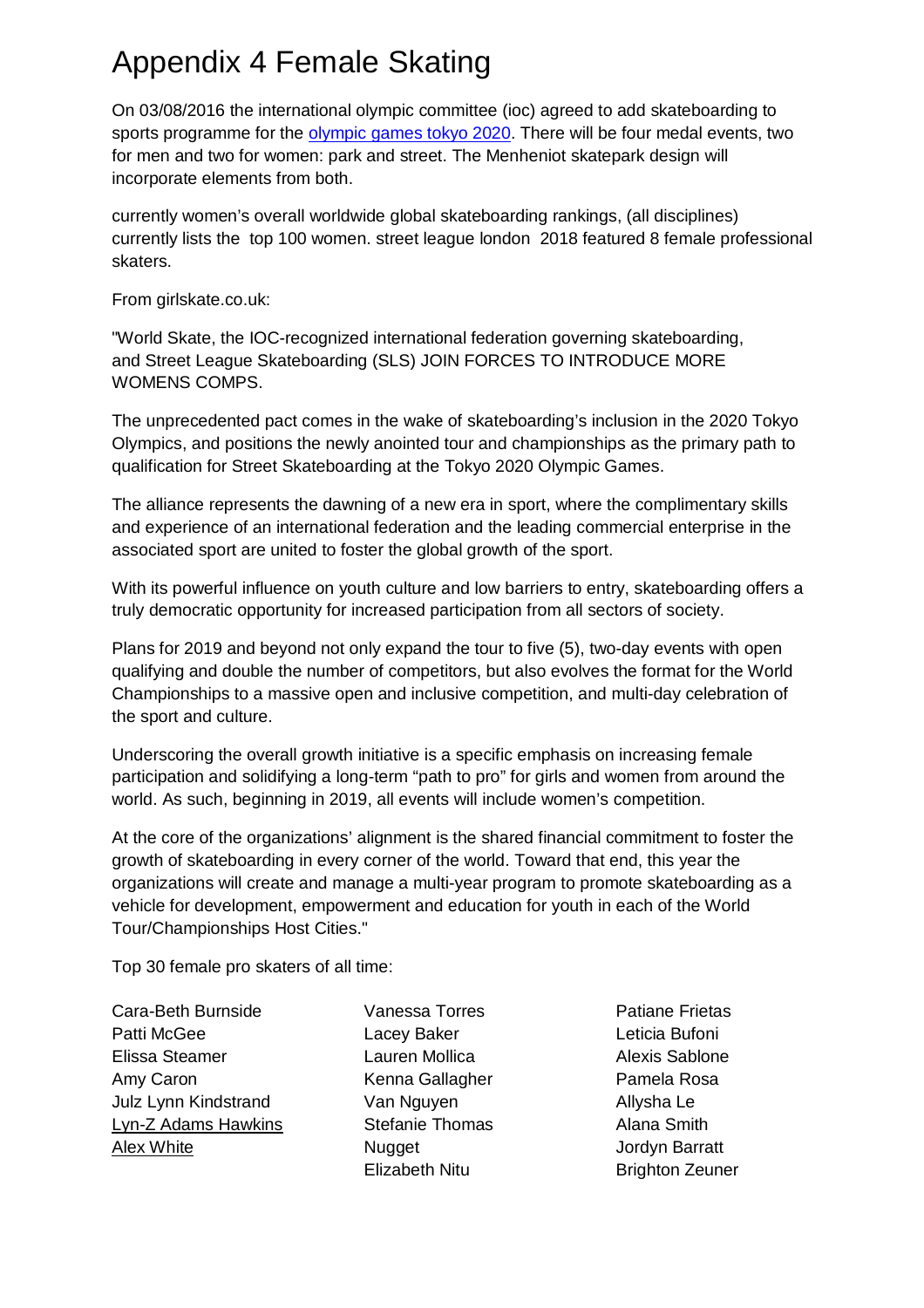# Appendix 4 Female Skating

On 03/08/2016 the international olympic committee (ioc) agreed to add skateboarding to sports programme for the olympic games tokyo 2020. There will be four medal events, two for men and two for women: park and street. The Menheniot skatepark design will incorporate elements from both.

currently women's overall worldwide global skateboarding rankings, (all disciplines) currently lists the top 100 women. street league london 2018 featured 8 female professional skaters.

From girlskate.co.uk:

"World Skate, the IOC-recognized international federation governing skateboarding, and Street League Skateboarding (SLS) JOIN FORCES TO INTRODUCE MORE WOMENS COMPS.

The unprecedented pact comes in the wake of skateboarding's inclusion in the 2020 Tokyo Olympics, and positions the newly anointed tour and championships as the primary path to qualification for Street Skateboarding at the Tokyo 2020 Olympic Games.

The alliance represents the dawning of a new era in sport, where the complimentary skills and experience of an international federation and the leading commercial enterprise in the associated sport are united to foster the global growth of the sport.

With its powerful influence on youth culture and low barriers to entry, skateboarding offers a truly democratic opportunity for increased participation from all sectors of society.

Plans for 2019 and beyond not only expand the tour to five (5), two-day events with open qualifying and double the number of competitors, but also evolves the format for the World Championships to a massive open and inclusive competition, and multi-day celebration of the sport and culture.

Underscoring the overall growth initiative is a specific emphasis on increasing female participation and solidifying a long-term "path to pro" for girls and women from around the world. As such, beginning in 2019, all events will include women's competition.

At the core of the organizations' alignment is the shared financial commitment to foster the growth of skateboarding in every corner of the world. Toward that end, this year the organizations will create and manage a multi-year program to promote skateboarding as a vehicle for development, empowerment and education for youth in each of the World Tour/Championships Host Cities."

Top 30 female pro skaters of all time:

Cara-Beth Burnside
Patti McGee
Elissa Steamer
Amy Caron
Julz Lynn Kindstrand
Lyn-Z Adams Hawkins
Alex White
Vanessa Torres
Lacey Baker
Lauren Mollica
Kenna Gallagher
Van Nguyen
Stefanie Thomas
Nugget
Elizabeth Nitu
Patiane Frietas
Leticia Bufoni
Alexis Sablone
Pamela Rosa
Allysha Le
Alana Smith
Jordyn Barratt
Brighton Zeuner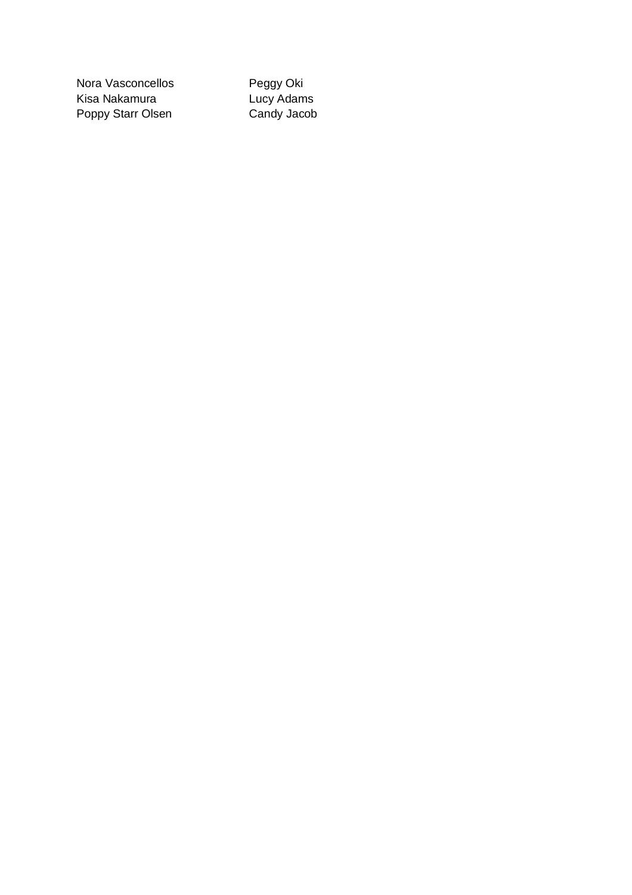| | |
|---|---|
| Nora Vasconcellos | Peggy Oki |
| Kisa Nakamura | Lucy Adams |
| Poppy Starr Olsen | Candy Jacob |